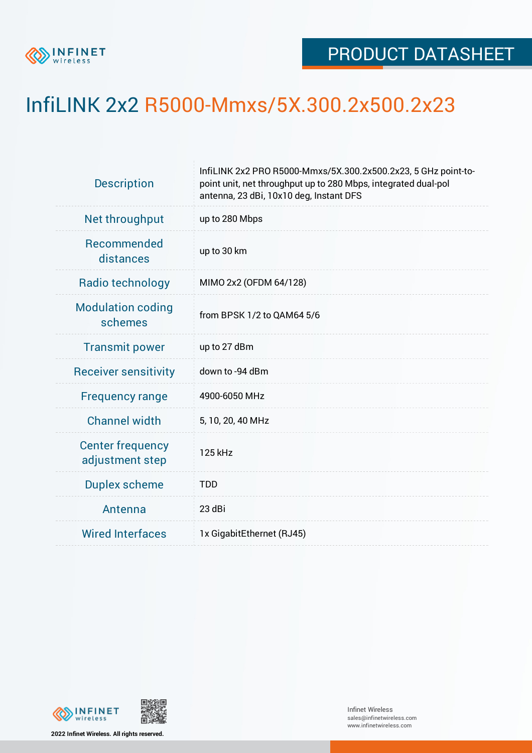PRODUCT DATASHEET

# InfiLINK 2x2 R5000-Mmxs/5X.300.2x500.2x23

| | |
|---|---|
| Description | InfiLINK 2x2 PRO R5000-Mmxs/5X.300.2x500.2x23, 5 GHz point-to-point unit, net throughput up to 280 Mbps, integrated dual-pol antenna, 23 dBi, 10x10 deg, Instant DFS |
| Net throughput | up to 280 Mbps |
| Recommended distances | up to 30 km |
| Radio technology | MIMO 2x2 (OFDM 64/128) |
| Modulation coding schemes | from BPSK 1/2 to QAM64 5/6 |
| Transmit power | up to 27 dBm |
| Receiver sensitivity | down to -94 dBm |
| Frequency range | 4900-6050 MHz |
| Channel width | 5, 10, 20, 40 MHz |
| Center frequency adjustment step | 125 kHz |
| Duplex scheme | TDD |
| Antenna | 23 dBi |
| Wired Interfaces | 1x GigabitEthernet (RJ45) |

**2022 Infinet Wireless. All rights reserved.**

Infinet Wireless
sales@infinetwireless.com
www.infinetwireless.com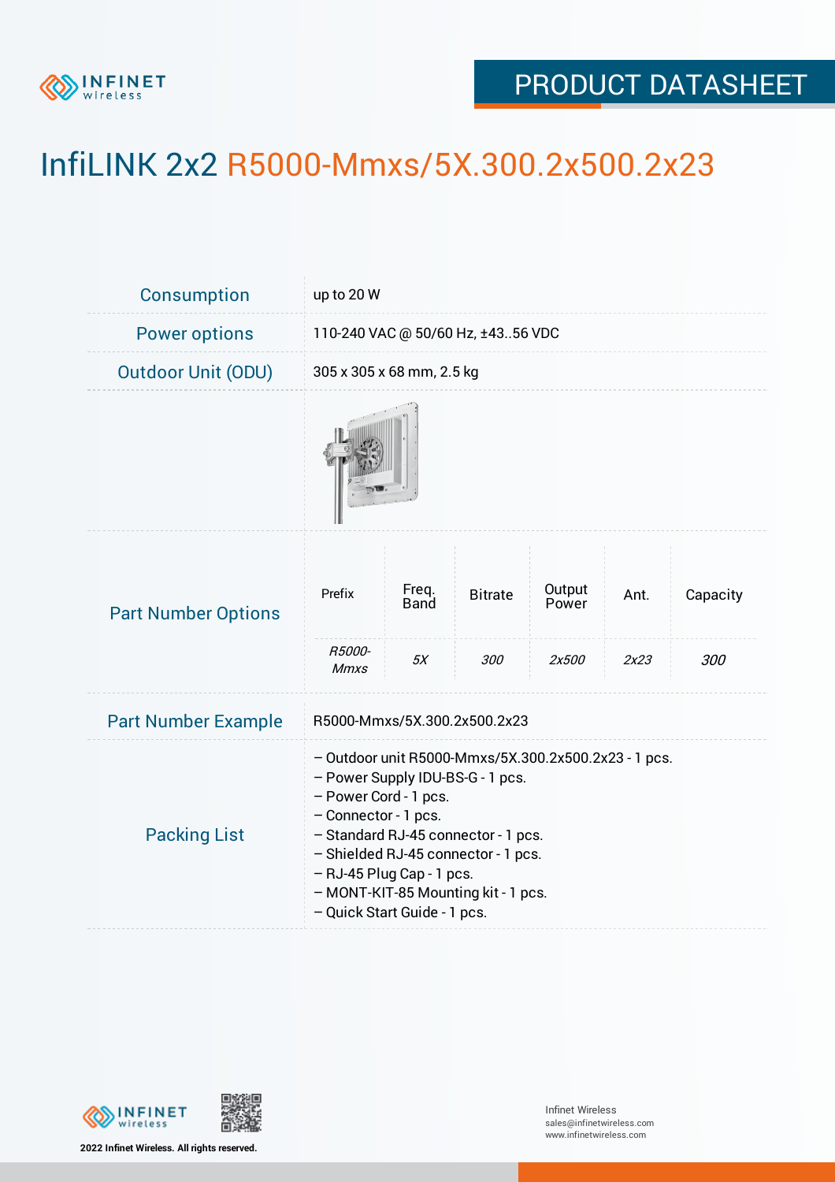# InfiLINK 2x2 R5000-Mmxs/5X.300.2x500.2x23

| | |
|---|---|
| Consumption | up to 20 W |
| Power options | 110-240 VAC @ 50/60 Hz, ±43..56 VDC |
| Outdoor Unit (ODU) | 305 x 305 x 68 mm, 2.5 kg |

**Part Number Options**

| Prefix | Freq. Band | Bitrate | Output Power | Ant. | Capacity |
|---|---|---|---|---|---|
| *R5000-Mmxs* | *5X* | *300* | *2x500* | *2x23* | *300* |

| | |
|---|---|
| Part Number Example | R5000-Mmxs/5X.300.2x500.2x23 |

**Packing List**

- Outdoor unit R5000-Mmxs/5X.300.2x500.2x23 - 1 pcs.
- Power Supply IDU-BS-G - 1 pcs.
- Power Cord - 1 pcs.
- Connector - 1 pcs.
- Standard RJ-45 connector - 1 pcs.
- Shielded RJ-45 connector - 1 pcs.
- RJ-45 Plug Cap - 1 pcs.
- MONT-KIT-85 Mounting kit - 1 pcs.
- Quick Start Guide - 1 pcs.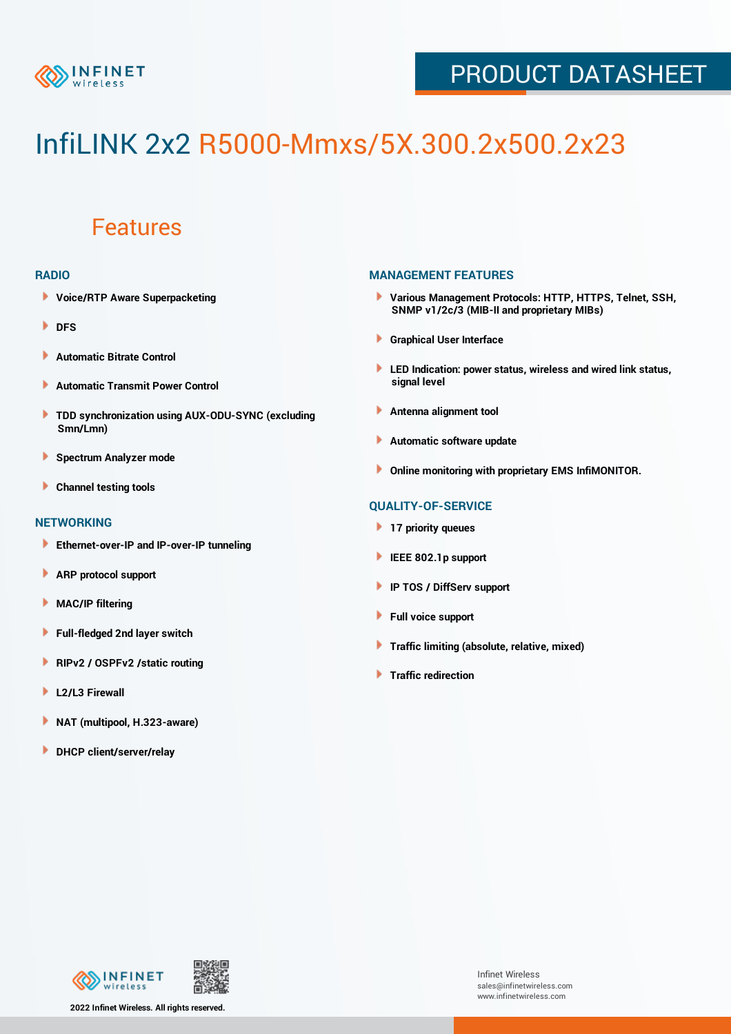# InfiLINK 2x2 R5000-Mmxs/5X.300.2x500.2x23

## Features

### RADIO

- Voice/RTP Aware Superpacketing
- DFS
- Automatic Bitrate Control
- Automatic Transmit Power Control
- TDD synchronization using AUX-ODU-SYNC (excluding Smn/Lmn)
- Spectrum Analyzer mode
- Channel testing tools

### NETWORKING

- Ethernet-over-IP and IP-over-IP tunneling
- ARP protocol support
- MAC/IP filtering
- Full-fledged 2nd layer switch
- RIPv2 / OSPFv2 /static routing
- L2/L3 Firewall
- NAT (multipool, H.323-aware)
- DHCP client/server/relay

### MANAGEMENT FEATURES

- Various Management Protocols: HTTP, HTTPS, Telnet, SSH, SNMP v1/2c/3 (MIB-II and proprietary MIBs)
- Graphical User Interface
- LED Indication: power status, wireless and wired link status, signal level
- Antenna alignment tool
- Automatic software update
- Online monitoring with proprietary EMS InfiMONITOR.

### QUALITY-OF-SERVICE

- 17 priority queues
- IEEE 802.1p support
- IP TOS / DiffServ support
- Full voice support
- Traffic limiting (absolute, relative, mixed)
- Traffic redirection

2022 Infinet Wireless. All rights reserved.

Infinet Wireless
sales@infinetwireless.com
www.infinetwireless.com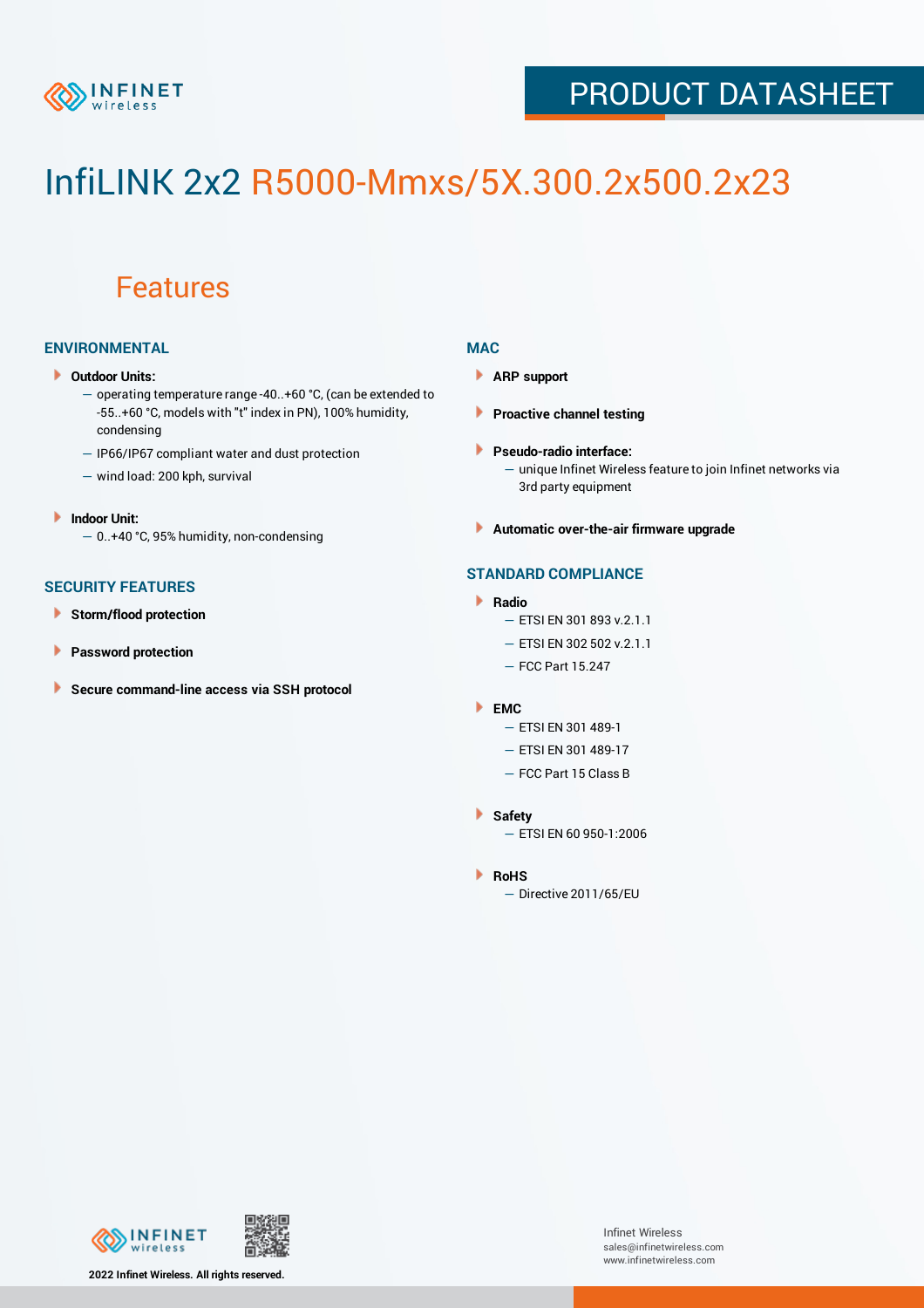# InfiLINK 2x2 R5000-Mmxs/5X.300.2x500.2x23

## Features

### ENVIRONMENTAL

- **Outdoor Units:**
  - operating temperature range -40..+60 °C, (can be extended to -55..+60 °C, models with "t" index in PN), 100% humidity, condensing
  - IP66/IP67 compliant water and dust protection
  - wind load: 200 kph, survival
- **Indoor Unit:**
  - 0..+40 °C, 95% humidity, non-condensing

### SECURITY FEATURES

- **Storm/flood protection**
- **Password protection**
- **Secure command-line access via SSH protocol**

### MAC

- **ARP support**
- **Proactive channel testing**
- **Pseudo-radio interface:**
  - unique Infinet Wireless feature to join Infinet networks via 3rd party equipment
- **Automatic over-the-air firmware upgrade**

### STANDARD COMPLIANCE

- **Radio**
  - ETSI EN 301 893 v.2.1.1
  - ETSI EN 302 502 v.2.1.1
  - FCC Part 15.247
- **EMC**
  - ETSI EN 301 489-1
  - ETSI EN 301 489-17
  - FCC Part 15 Class B
- **Safety**
  - ETSI EN 60 950-1:2006
- **RoHS**
  - Directive 2011/65/EU

2022 Infinet Wireless. All rights reserved.

Infinet Wireless
sales@infinetwireless.com
www.infinetwireless.com